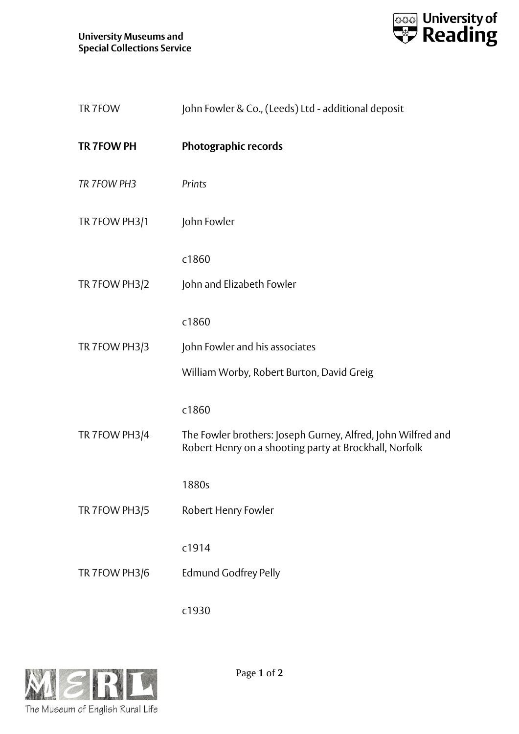| | |
|---|---|
| TR 7FOW | John Fowler & Co., (Leeds) Ltd - additional deposit |
| **TR 7FOW PH** | **Photographic records** |
| *TR 7FOW PH3* | *Prints* |
| TR 7FOW PH3/1 | John Fowler<br><br>c1860 |
| TR 7FOW PH3/2 | John and Elizabeth Fowler<br><br>c1860 |
| TR 7FOW PH3/3 | John Fowler and his associates<br><br>William Worby, Robert Burton, David Greig<br><br>c1860 |
| TR 7FOW PH3/4 | The Fowler brothers: Joseph Gurney, Alfred, John Wilfred and Robert Henry on a shooting party at Brockhall, Norfolk<br><br>1880s |
| TR 7FOW PH3/5 | Robert Henry Fowler<br><br>c1914 |
| TR 7FOW PH3/6 | Edmund Godfrey Pelly<br><br>c1930 |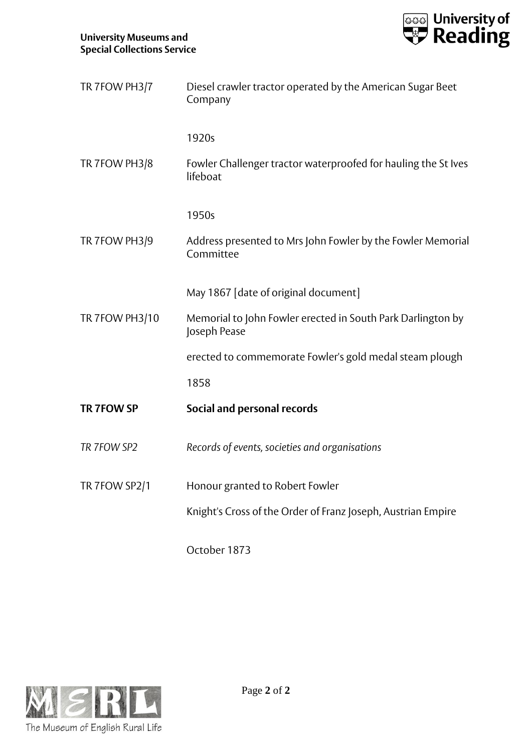| | |
|---|---|
| TR 7FOW PH3/7 | Diesel crawler tractor operated by the American Sugar Beet Company<br><br>1920s |
| TR 7FOW PH3/8 | Fowler Challenger tractor waterproofed for hauling the St Ives lifeboat<br><br>1950s |
| TR 7FOW PH3/9 | Address presented to Mrs John Fowler by the Fowler Memorial Committee<br><br>May 1867 [date of original document] |
| TR 7FOW PH3/10 | Memorial to John Fowler erected in South Park Darlington by Joseph Pease<br><br>erected to commemorate Fowler's gold medal steam plough<br><br>1858 |
| **TR 7FOW SP** | **Social and personal records** |
| *TR 7FOW SP2* | *Records of events, societies and organisations* |
| TR 7FOW SP2/1 | Honour granted to Robert Fowler<br><br>Knight's Cross of the Order of Franz Joseph, Austrian Empire<br><br>October 1873 |